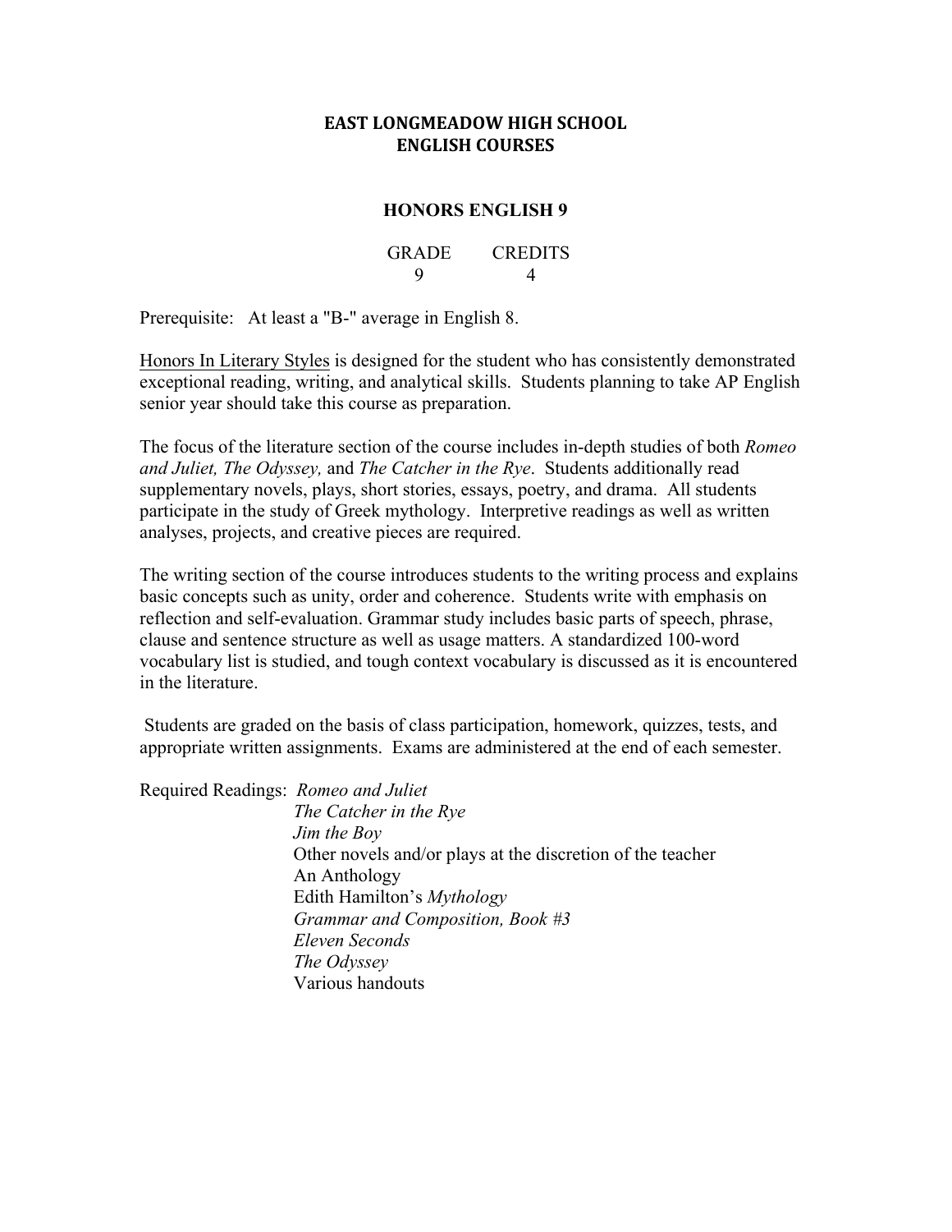# EAST LONGMEADOW HIGH SCHOOL
# ENGLISH COURSES

## HONORS ENGLISH 9

| GRADE | CREDITS |
|---|---|
| 9 | 4 |

Prerequisite: At least a "B-" average in English 8.

Honors In Literary Styles is designed for the student who has consistently demonstrated exceptional reading, writing, and analytical skills. Students planning to take AP English senior year should take this course as preparation.

The focus of the literature section of the course includes in-depth studies of both *Romeo and Juliet, The Odyssey,* and *The Catcher in the Rye*. Students additionally read supplementary novels, plays, short stories, essays, poetry, and drama. All students participate in the study of Greek mythology. Interpretive readings as well as written analyses, projects, and creative pieces are required.

The writing section of the course introduces students to the writing process and explains basic concepts such as unity, order and coherence. Students write with emphasis on reflection and self-evaluation. Grammar study includes basic parts of speech, phrase, clause and sentence structure as well as usage matters. A standardized 100-word vocabulary list is studied, and tough context vocabulary is discussed as it is encountered in the literature.

Students are graded on the basis of class participation, homework, quizzes, tests, and appropriate written assignments. Exams are administered at the end of each semester.

Required Readings:
- *Romeo and Juliet*
- *The Catcher in the Rye*
- *Jim the Boy*
- Other novels and/or plays at the discretion of the teacher
- An Anthology
- Edith Hamilton's *Mythology*
- *Grammar and Composition, Book #3*
- *Eleven Seconds*
- *The Odyssey*
- Various handouts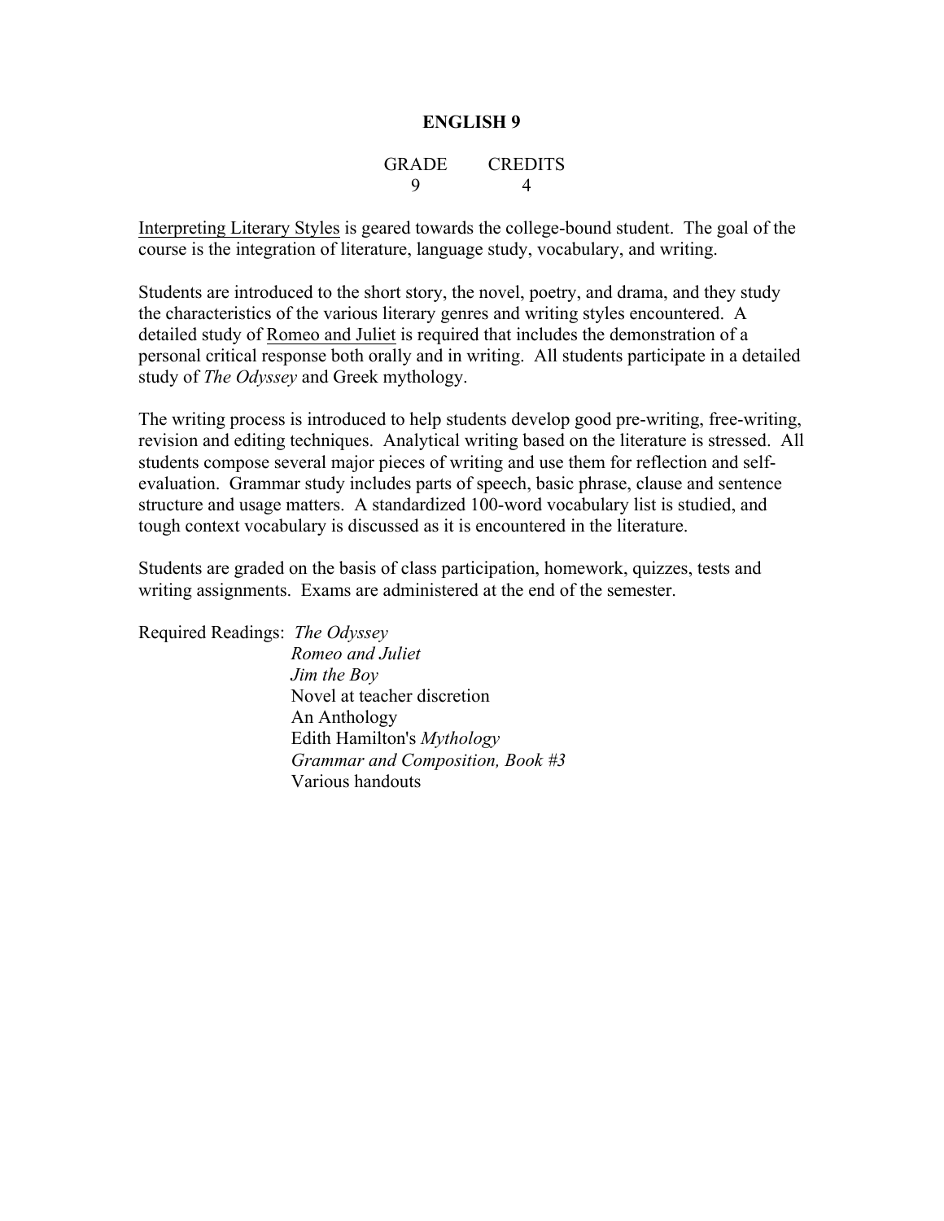# ENGLISH 9

| GRADE | CREDITS |
|---|---|
| 9 | 4 |

<u>Interpreting Literary Styles</u> is geared towards the college-bound student. The goal of the course is the integration of literature, language study, vocabulary, and writing.

Students are introduced to the short story, the novel, poetry, and drama, and they study the characteristics of the various literary genres and writing styles encountered. A detailed study of <u>Romeo and Juliet</u> is required that includes the demonstration of a personal critical response both orally and in writing. All students participate in a detailed study of *The Odyssey* and Greek mythology.

The writing process is introduced to help students develop good pre-writing, free-writing, revision and editing techniques. Analytical writing based on the literature is stressed. All students compose several major pieces of writing and use them for reflection and self-evaluation. Grammar study includes parts of speech, basic phrase, clause and sentence structure and usage matters. A standardized 100-word vocabulary list is studied, and tough context vocabulary is discussed as it is encountered in the literature.

Students are graded on the basis of class participation, homework, quizzes, tests and writing assignments. Exams are administered at the end of the semester.

Required Readings:
- *The Odyssey*
- *Romeo and Juliet*
- *Jim the Boy*
- Novel at teacher discretion
- An Anthology
- Edith Hamilton's *Mythology*
- *Grammar and Composition, Book #3*
- Various handouts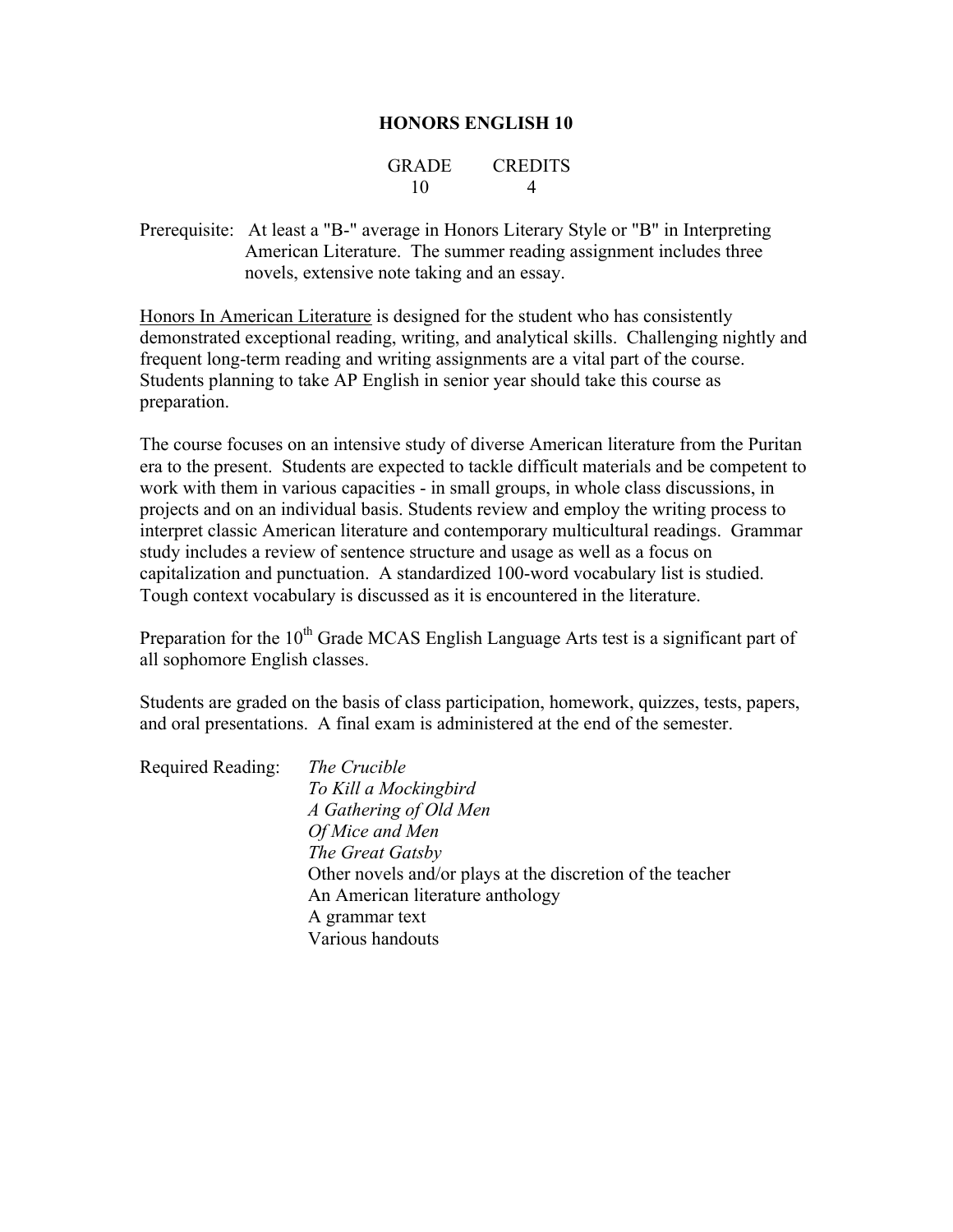## HONORS ENGLISH 10

| GRADE | CREDITS |
| --- | --- |
| 10 | 4 |

Prerequisite: At least a "B-" average in Honors Literary Style or "B" in Interpreting American Literature. The summer reading assignment includes three novels, extensive note taking and an essay.

Honors In American Literature is designed for the student who has consistently demonstrated exceptional reading, writing, and analytical skills. Challenging nightly and frequent long-term reading and writing assignments are a vital part of the course. Students planning to take AP English in senior year should take this course as preparation.

The course focuses on an intensive study of diverse American literature from the Puritan era to the present. Students are expected to tackle difficult materials and be competent to work with them in various capacities - in small groups, in whole class discussions, in projects and on an individual basis. Students review and employ the writing process to interpret classic American literature and contemporary multicultural readings. Grammar study includes a review of sentence structure and usage as well as a focus on capitalization and punctuation. A standardized 100-word vocabulary list is studied. Tough context vocabulary is discussed as it is encountered in the literature.

Preparation for the 10th Grade MCAS English Language Arts test is a significant part of all sophomore English classes.

Students are graded on the basis of class participation, homework, quizzes, tests, papers, and oral presentations. A final exam is administered at the end of the semester.

Required Reading:
- *The Crucible*
- *To Kill a Mockingbird*
- *A Gathering of Old Men*
- *Of Mice and Men*
- *The Great Gatsby*
- Other novels and/or plays at the discretion of the teacher
- An American literature anthology
- A grammar text
- Various handouts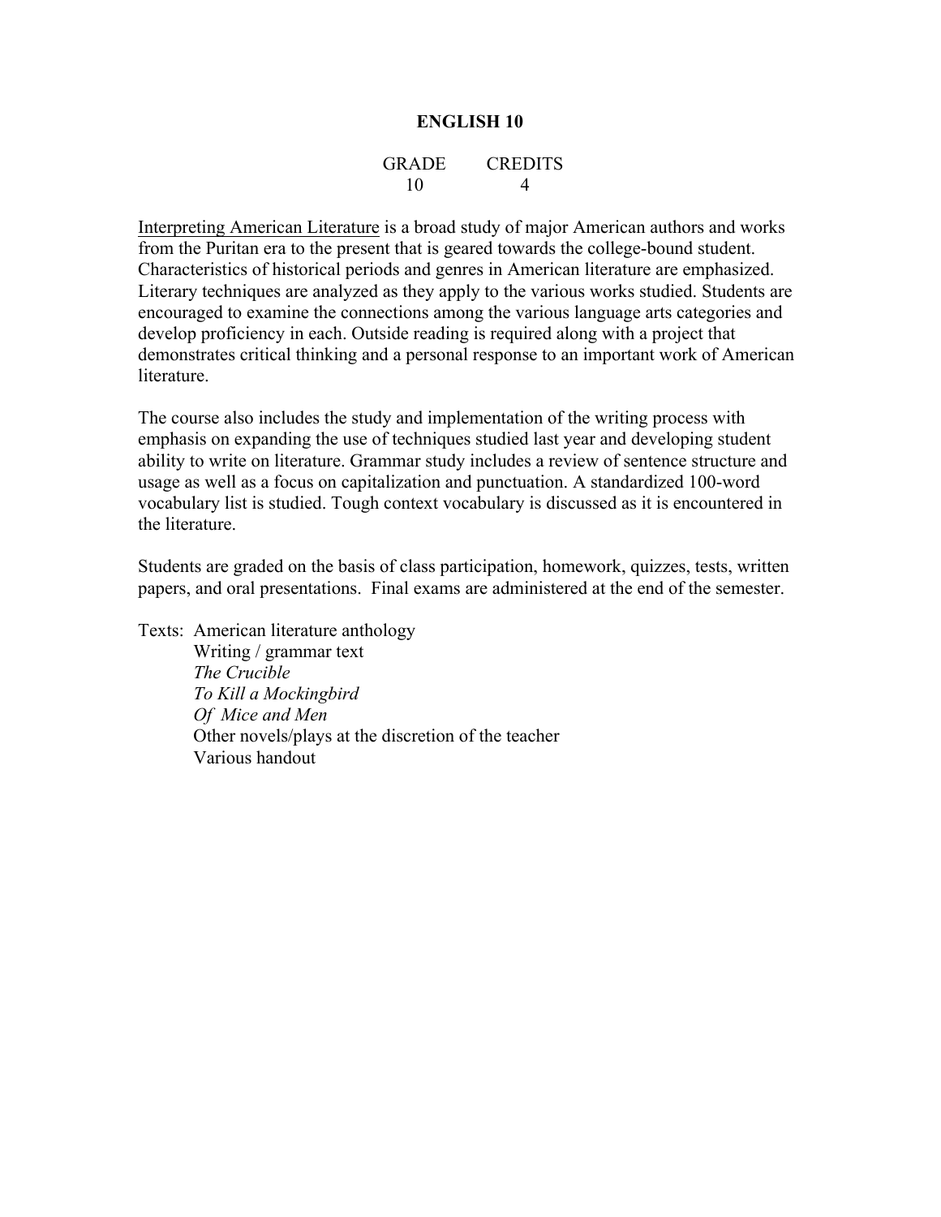## ENGLISH 10

| GRADE | CREDITS |
|---|---|
| 10 | 4 |

Interpreting American Literature is a broad study of major American authors and works from the Puritan era to the present that is geared towards the college-bound student. Characteristics of historical periods and genres in American literature are emphasized. Literary techniques are analyzed as they apply to the various works studied. Students are encouraged to examine the connections among the various language arts categories and develop proficiency in each. Outside reading is required along with a project that demonstrates critical thinking and a personal response to an important work of American literature.

The course also includes the study and implementation of the writing process with emphasis on expanding the use of techniques studied last year and developing student ability to write on literature. Grammar study includes a review of sentence structure and usage as well as a focus on capitalization and punctuation. A standardized 100-word vocabulary list is studied. Tough context vocabulary is discussed as it is encountered in the literature.

Students are graded on the basis of class participation, homework, quizzes, tests, written papers, and oral presentations. Final exams are administered at the end of the semester.

Texts: American literature anthology
Writing / grammar text
*The Crucible*
*To Kill a Mockingbird*
*Of Mice and Men*
Other novels/plays at the discretion of the teacher
Various handout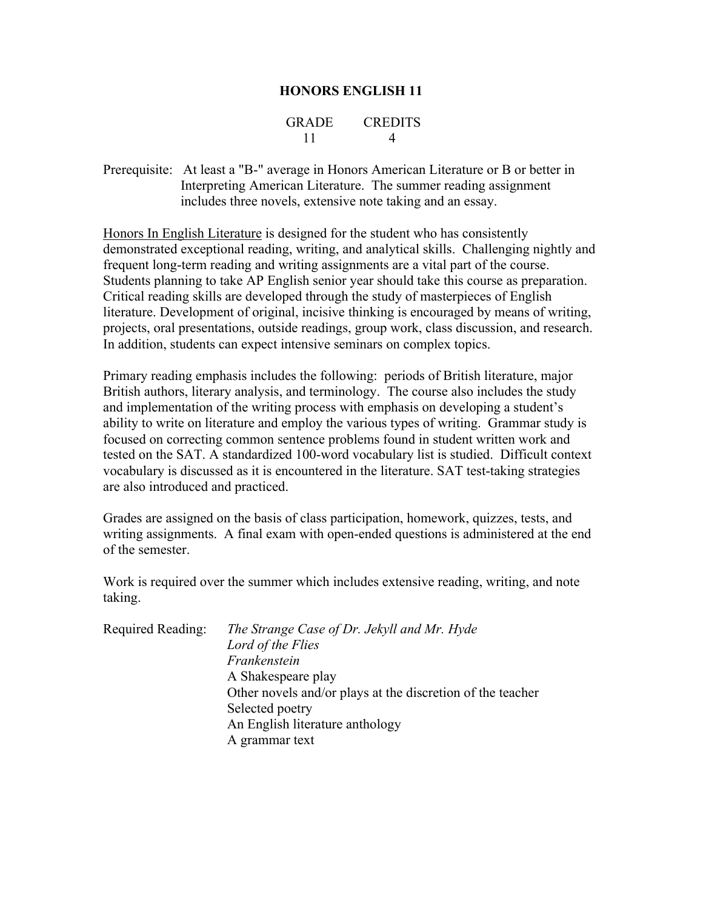## HONORS ENGLISH 11

| GRADE | CREDITS |
|---|---|
| 11 | 4 |

Prerequisite: At least a "B-" average in Honors American Literature or B or better in Interpreting American Literature. The summer reading assignment includes three novels, extensive note taking and an essay.

Honors In English Literature is designed for the student who has consistently demonstrated exceptional reading, writing, and analytical skills. Challenging nightly and frequent long-term reading and writing assignments are a vital part of the course. Students planning to take AP English senior year should take this course as preparation. Critical reading skills are developed through the study of masterpieces of English literature. Development of original, incisive thinking is encouraged by means of writing, projects, oral presentations, outside readings, group work, class discussion, and research. In addition, students can expect intensive seminars on complex topics.

Primary reading emphasis includes the following: periods of British literature, major British authors, literary analysis, and terminology. The course also includes the study and implementation of the writing process with emphasis on developing a student's ability to write on literature and employ the various types of writing. Grammar study is focused on correcting common sentence problems found in student written work and tested on the SAT. A standardized 100-word vocabulary list is studied. Difficult context vocabulary is discussed as it is encountered in the literature. SAT test-taking strategies are also introduced and practiced.

Grades are assigned on the basis of class participation, homework, quizzes, tests, and writing assignments. A final exam with open-ended questions is administered at the end of the semester.

Work is required over the summer which includes extensive reading, writing, and note taking.

Required Reading:

- *The Strange Case of Dr. Jekyll and Mr. Hyde*
- *Lord of the Flies*
- *Frankenstein*
- A Shakespeare play
- Other novels and/or plays at the discretion of the teacher
- Selected poetry
- An English literature anthology
- A grammar text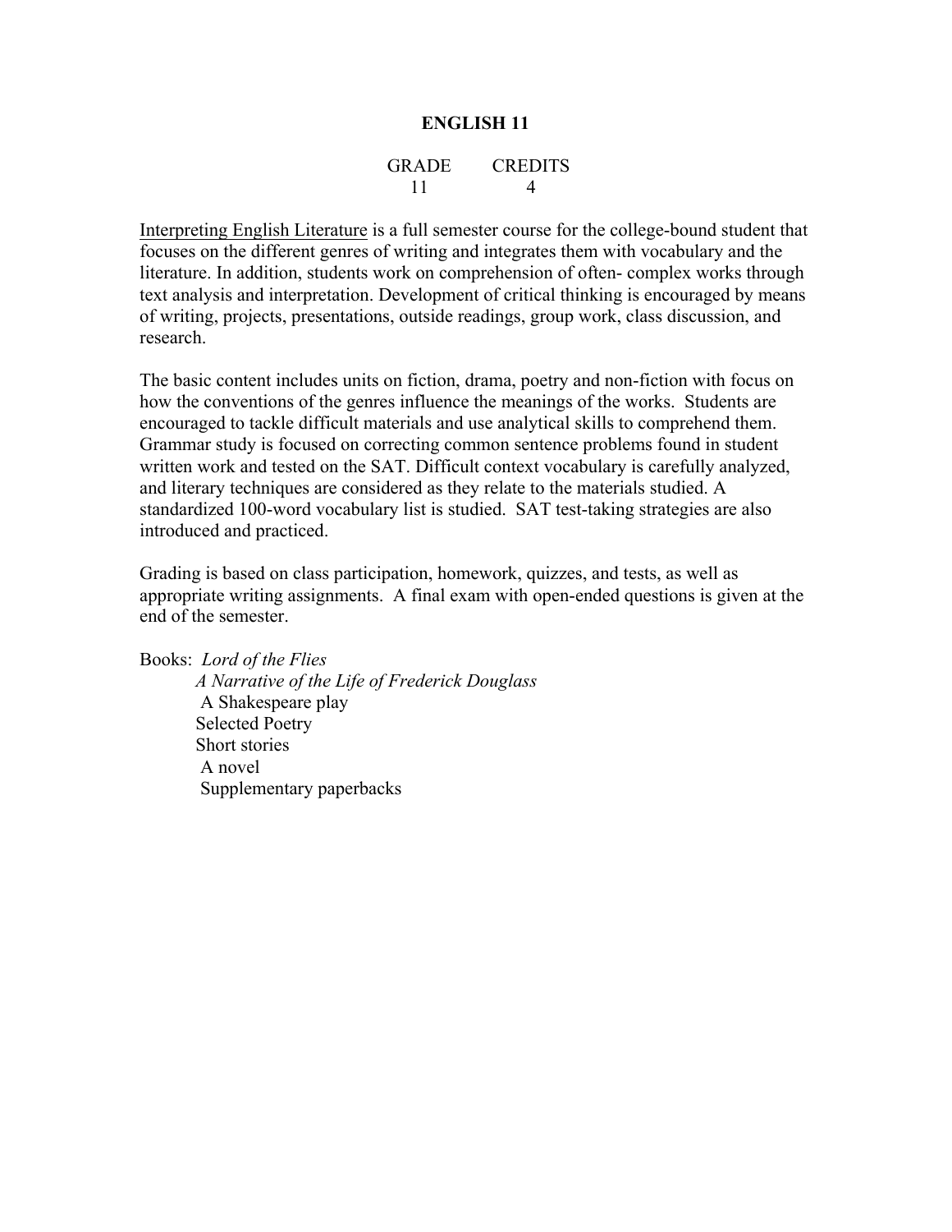# ENGLISH 11

| GRADE | CREDITS |
|---|---|
| 11 | 4 |

Interpreting English Literature is a full semester course for the college-bound student that focuses on the different genres of writing and integrates them with vocabulary and the literature. In addition, students work on comprehension of often- complex works through text analysis and interpretation. Development of critical thinking is encouraged by means of writing, projects, presentations, outside readings, group work, class discussion, and research.

The basic content includes units on fiction, drama, poetry and non-fiction with focus on how the conventions of the genres influence the meanings of the works. Students are encouraged to tackle difficult materials and use analytical skills to comprehend them. Grammar study is focused on correcting common sentence problems found in student written work and tested on the SAT. Difficult context vocabulary is carefully analyzed, and literary techniques are considered as they relate to the materials studied. A standardized 100-word vocabulary list is studied. SAT test-taking strategies are also introduced and practiced.

Grading is based on class participation, homework, quizzes, and tests, as well as appropriate writing assignments. A final exam with open-ended questions is given at the end of the semester.

Books: *Lord of the Flies*
- *A Narrative of the Life of Frederick Douglass*
- A Shakespeare play
- Selected Poetry
- Short stories
- A novel
- Supplementary paperbacks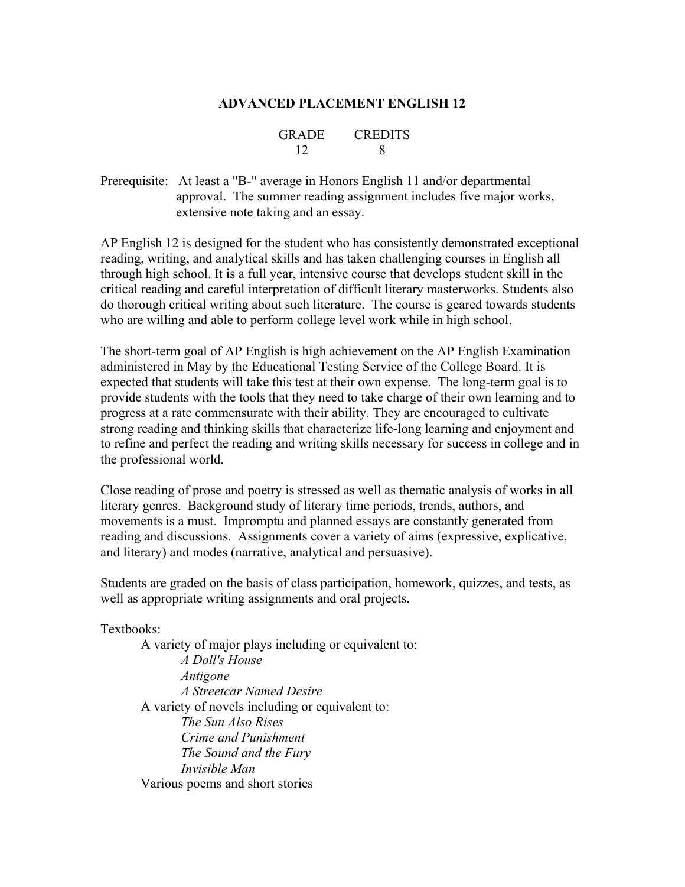# ADVANCED PLACEMENT ENGLISH 12

| GRADE | CREDITS |
|---|---|
| 12 | 8 |

Prerequisite: At least a "B-" average in Honors English 11 and/or departmental approval. The summer reading assignment includes five major works, extensive note taking and an essay.

AP English 12 is designed for the student who has consistently demonstrated exceptional reading, writing, and analytical skills and has taken challenging courses in English all through high school. It is a full year, intensive course that develops student skill in the critical reading and careful interpretation of difficult literary masterworks. Students also do thorough critical writing about such literature. The course is geared towards students who are willing and able to perform college level work while in high school.

The short-term goal of AP English is high achievement on the AP English Examination administered in May by the Educational Testing Service of the College Board. It is expected that students will take this test at their own expense. The long-term goal is to provide students with the tools that they need to take charge of their own learning and to progress at a rate commensurate with their ability. They are encouraged to cultivate strong reading and thinking skills that characterize life-long learning and enjoyment and to refine and perfect the reading and writing skills necessary for success in college and in the professional world.

Close reading of prose and poetry is stressed as well as thematic analysis of works in all literary genres. Background study of literary time periods, trends, authors, and movements is a must. Impromptu and planned essays are constantly generated from reading and discussions. Assignments cover a variety of aims (expressive, explicative, and literary) and modes (narrative, analytical and persuasive).

Students are graded on the basis of class participation, homework, quizzes, and tests, as well as appropriate writing assignments and oral projects.

Textbooks:

- A variety of major plays including or equivalent to:
  - *A Doll's House*
  - *Antigone*
  - *A Streetcar Named Desire*
- A variety of novels including or equivalent to:
  - *The Sun Also Rises*
  - *Crime and Punishment*
  - *The Sound and the Fury*
  - *Invisible Man*
- Various poems and short stories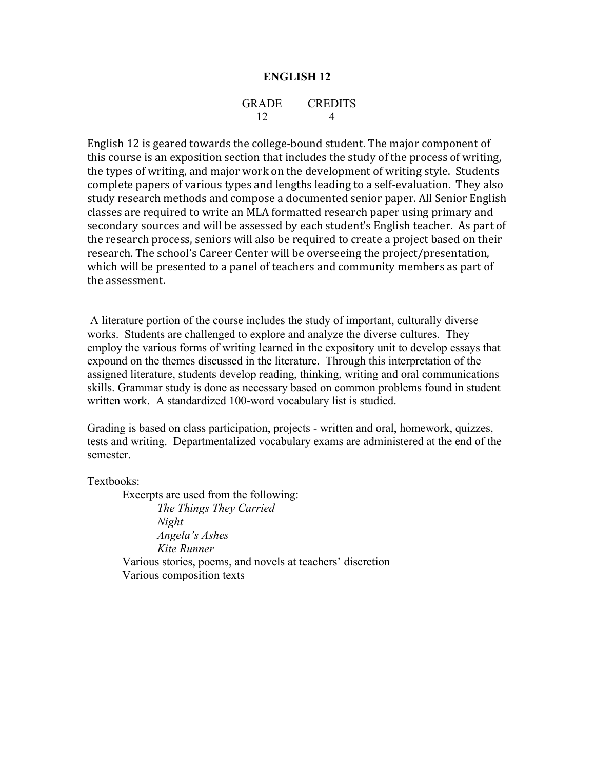## ENGLISH 12

| GRADE | CREDITS |
|---|---|
| 12 | 4 |

English 12 is geared towards the college-bound student. The major component of this course is an exposition section that includes the study of the process of writing, the types of writing, and major work on the development of writing style. Students complete papers of various types and lengths leading to a self-evaluation. They also study research methods and compose a documented senior paper. All Senior English classes are required to write an MLA formatted research paper using primary and secondary sources and will be assessed by each student's English teacher. As part of the research process, seniors will also be required to create a project based on their research. The school's Career Center will be overseeing the project/presentation, which will be presented to a panel of teachers and community members as part of the assessment.

A literature portion of the course includes the study of important, culturally diverse works. Students are challenged to explore and analyze the diverse cultures. They employ the various forms of writing learned in the expository unit to develop essays that expound on the themes discussed in the literature. Through this interpretation of the assigned literature, students develop reading, thinking, writing and oral communications skills. Grammar study is done as necessary based on common problems found in student written work. A standardized 100-word vocabulary list is studied.

Grading is based on class participation, projects - written and oral, homework, quizzes, tests and writing. Departmentalized vocabulary exams are administered at the end of the semester.

Textbooks:

- Excerpts are used from the following:
  - *The Things They Carried*
  - *Night*
  - *Angela's Ashes*
  - *Kite Runner*
- Various stories, poems, and novels at teachers' discretion
- Various composition texts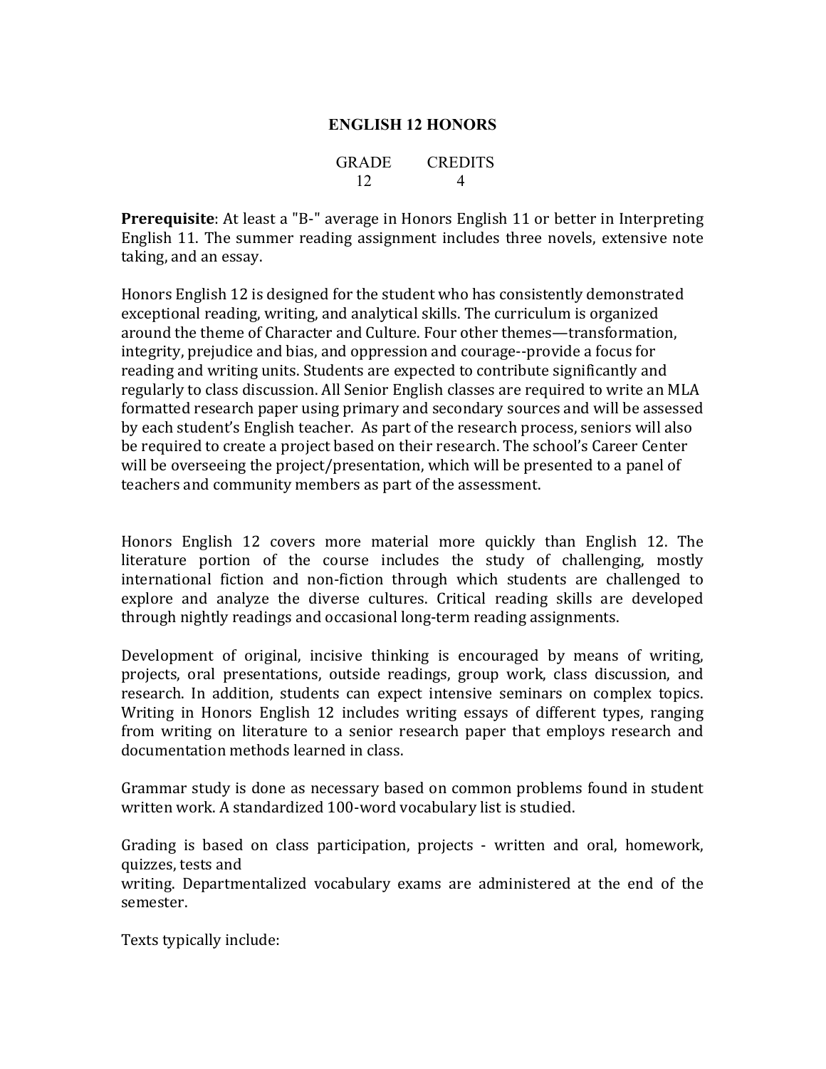## ENGLISH 12 HONORS

| GRADE | CREDITS |
|---|---|
| 12 | 4 |

**Prerequisite**: At least a "B-" average in Honors English 11 or better in Interpreting English 11. The summer reading assignment includes three novels, extensive note taking, and an essay.

Honors English 12 is designed for the student who has consistently demonstrated exceptional reading, writing, and analytical skills. The curriculum is organized around the theme of Character and Culture. Four other themes—transformation, integrity, prejudice and bias, and oppression and courage--provide a focus for reading and writing units. Students are expected to contribute significantly and regularly to class discussion. All Senior English classes are required to write an MLA formatted research paper using primary and secondary sources and will be assessed by each student's English teacher. As part of the research process, seniors will also be required to create a project based on their research. The school's Career Center will be overseeing the project/presentation, which will be presented to a panel of teachers and community members as part of the assessment.

Honors English 12 covers more material more quickly than English 12. The literature portion of the course includes the study of challenging, mostly international fiction and non-fiction through which students are challenged to explore and analyze the diverse cultures. Critical reading skills are developed through nightly readings and occasional long-term reading assignments.

Development of original, incisive thinking is encouraged by means of writing, projects, oral presentations, outside readings, group work, class discussion, and research. In addition, students can expect intensive seminars on complex topics. Writing in Honors English 12 includes writing essays of different types, ranging from writing on literature to a senior research paper that employs research and documentation methods learned in class.

Grammar study is done as necessary based on common problems found in student written work. A standardized 100-word vocabulary list is studied.

Grading is based on class participation, projects - written and oral, homework, quizzes, tests and
writing. Departmentalized vocabulary exams are administered at the end of the semester.

Texts typically include: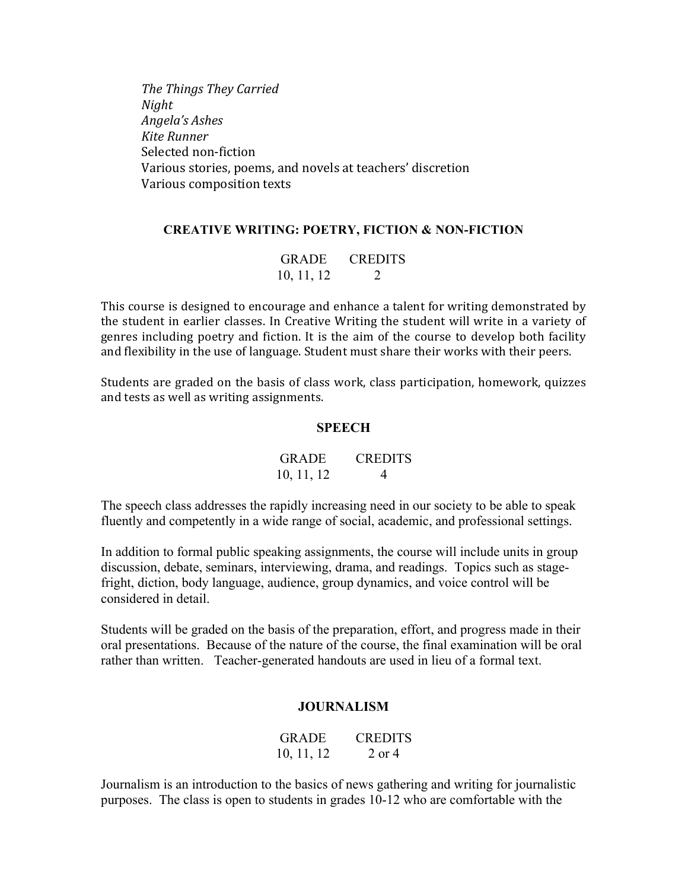*The Things They Carried*
*Night*
*Angela's Ashes*
*Kite Runner*
Selected non-fiction
Various stories, poems, and novels at teachers' discretion
Various composition texts

## CREATIVE WRITING: POETRY, FICTION & NON-FICTION

| GRADE | CREDITS |
| --- | --- |
| 10, 11, 12 | 2 |

This course is designed to encourage and enhance a talent for writing demonstrated by the student in earlier classes. In Creative Writing the student will write in a variety of genres including poetry and fiction. It is the aim of the course to develop both facility and flexibility in the use of language. Student must share their works with their peers.

Students are graded on the basis of class work, class participation, homework, quizzes and tests as well as writing assignments.

## SPEECH

| GRADE | CREDITS |
| --- | --- |
| 10, 11, 12 | 4 |

The speech class addresses the rapidly increasing need in our society to be able to speak fluently and competently in a wide range of social, academic, and professional settings.

In addition to formal public speaking assignments, the course will include units in group discussion, debate, seminars, interviewing, drama, and readings. Topics such as stage-fright, diction, body language, audience, group dynamics, and voice control will be considered in detail.

Students will be graded on the basis of the preparation, effort, and progress made in their oral presentations. Because of the nature of the course, the final examination will be oral rather than written. Teacher-generated handouts are used in lieu of a formal text.

## JOURNALISM

| GRADE | CREDITS |
| --- | --- |
| 10, 11, 12 | 2 or 4 |

Journalism is an introduction to the basics of news gathering and writing for journalistic purposes. The class is open to students in grades 10-12 who are comfortable with the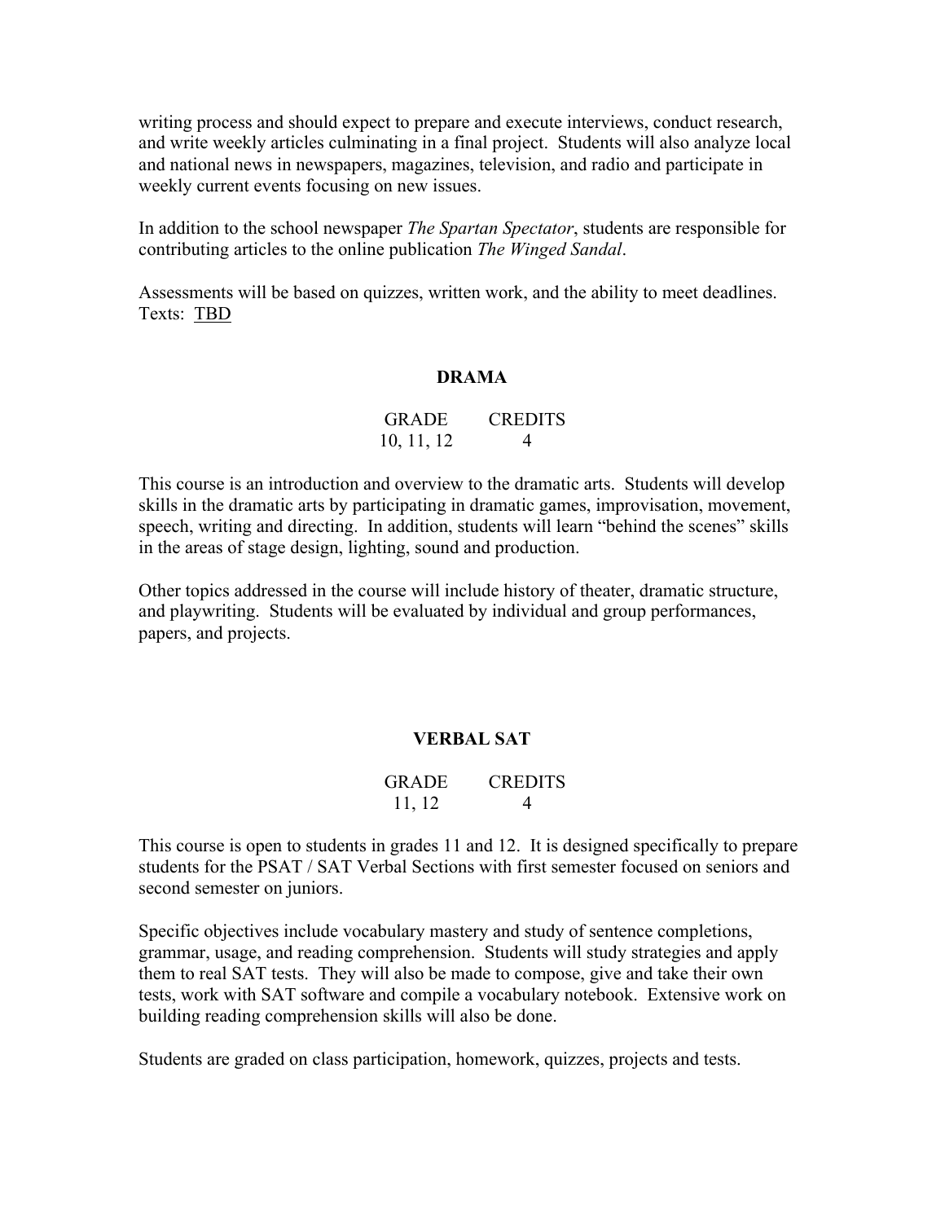writing process and should expect to prepare and execute interviews, conduct research, and write weekly articles culminating in a final project. Students will also analyze local and national news in newspapers, magazines, television, and radio and participate in weekly current events focusing on new issues.

In addition to the school newspaper *The Spartan Spectator*, students are responsible for contributing articles to the online publication *The Winged Sandal*.

Assessments will be based on quizzes, written work, and the ability to meet deadlines.
Texts: TBD

## DRAMA

| GRADE | CREDITS |
|---|---|
| 10, 11, 12 | 4 |

This course is an introduction and overview to the dramatic arts. Students will develop skills in the dramatic arts by participating in dramatic games, improvisation, movement, speech, writing and directing. In addition, students will learn "behind the scenes" skills in the areas of stage design, lighting, sound and production.

Other topics addressed in the course will include history of theater, dramatic structure, and playwriting. Students will be evaluated by individual and group performances, papers, and projects.

## VERBAL SAT

| GRADE | CREDITS |
|---|---|
| 11, 12 | 4 |

This course is open to students in grades 11 and 12. It is designed specifically to prepare students for the PSAT / SAT Verbal Sections with first semester focused on seniors and second semester on juniors.

Specific objectives include vocabulary mastery and study of sentence completions, grammar, usage, and reading comprehension. Students will study strategies and apply them to real SAT tests. They will also be made to compose, give and take their own tests, work with SAT software and compile a vocabulary notebook. Extensive work on building reading comprehension skills will also be done.

Students are graded on class participation, homework, quizzes, projects and tests.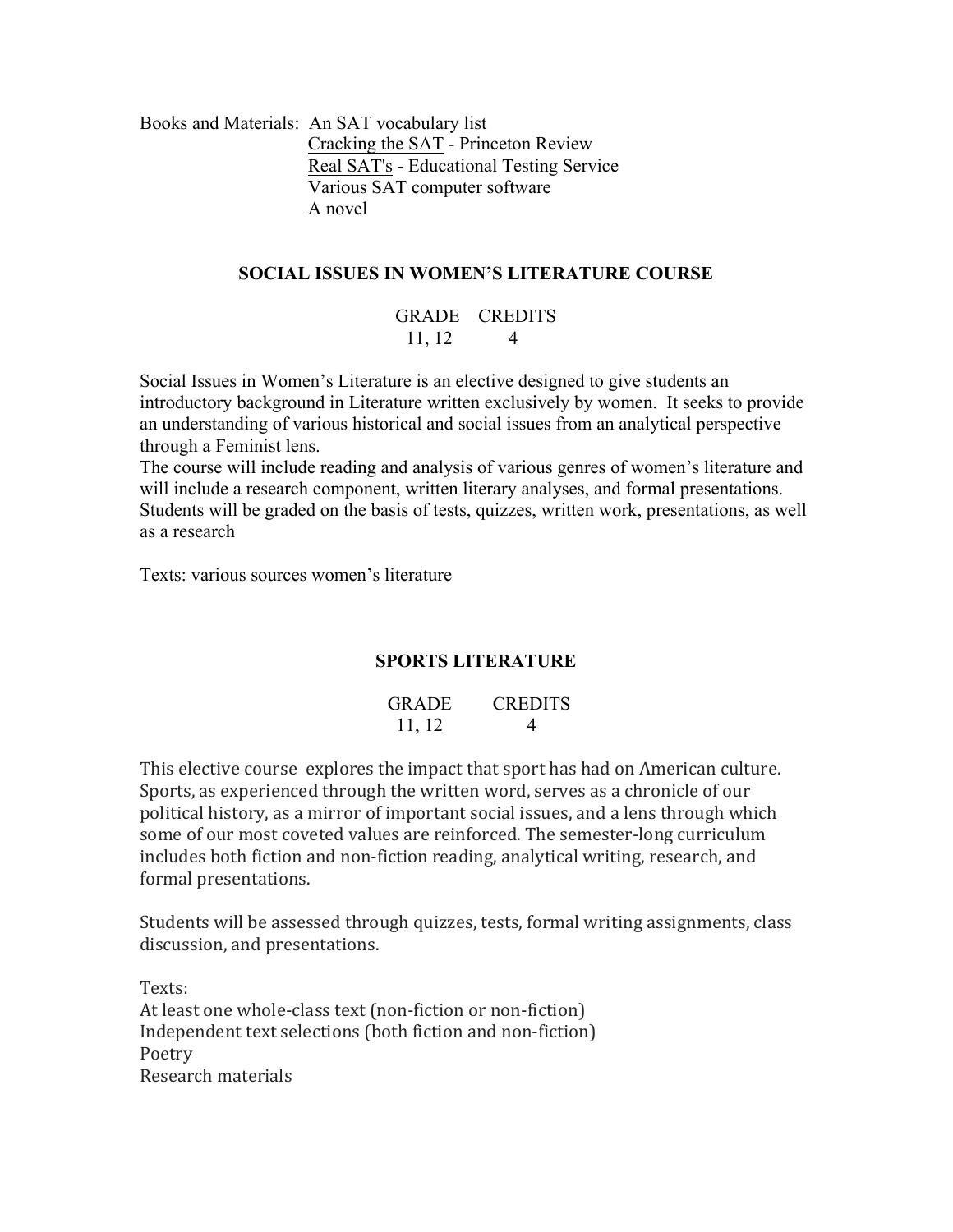Books and Materials: An SAT vocabulary list
Cracking the SAT - Princeton Review
Real SAT's - Educational Testing Service
Various SAT computer software
A novel

## SOCIAL ISSUES IN WOMEN'S LITERATURE COURSE

| GRADE | CREDITS |
|---|---|
| 11, 12 | 4 |

Social Issues in Women's Literature is an elective designed to give students an introductory background in Literature written exclusively by women. It seeks to provide an understanding of various historical and social issues from an analytical perspective through a Feminist lens.
The course will include reading and analysis of various genres of women's literature and will include a research component, written literary analyses, and formal presentations. Students will be graded on the basis of tests, quizzes, written work, presentations, as well as a research

Texts: various sources women's literature

## SPORTS LITERATURE

| GRADE | CREDITS |
|---|---|
| 11, 12 | 4 |

This elective course explores the impact that sport has had on American culture. Sports, as experienced through the written word, serves as a chronicle of our political history, as a mirror of important social issues, and a lens through which some of our most coveted values are reinforced. The semester-long curriculum includes both fiction and non-fiction reading, analytical writing, research, and formal presentations.

Students will be assessed through quizzes, tests, formal writing assignments, class discussion, and presentations.

Texts:
At least one whole-class text (non-fiction or non-fiction)
Independent text selections (both fiction and non-fiction)
Poetry
Research materials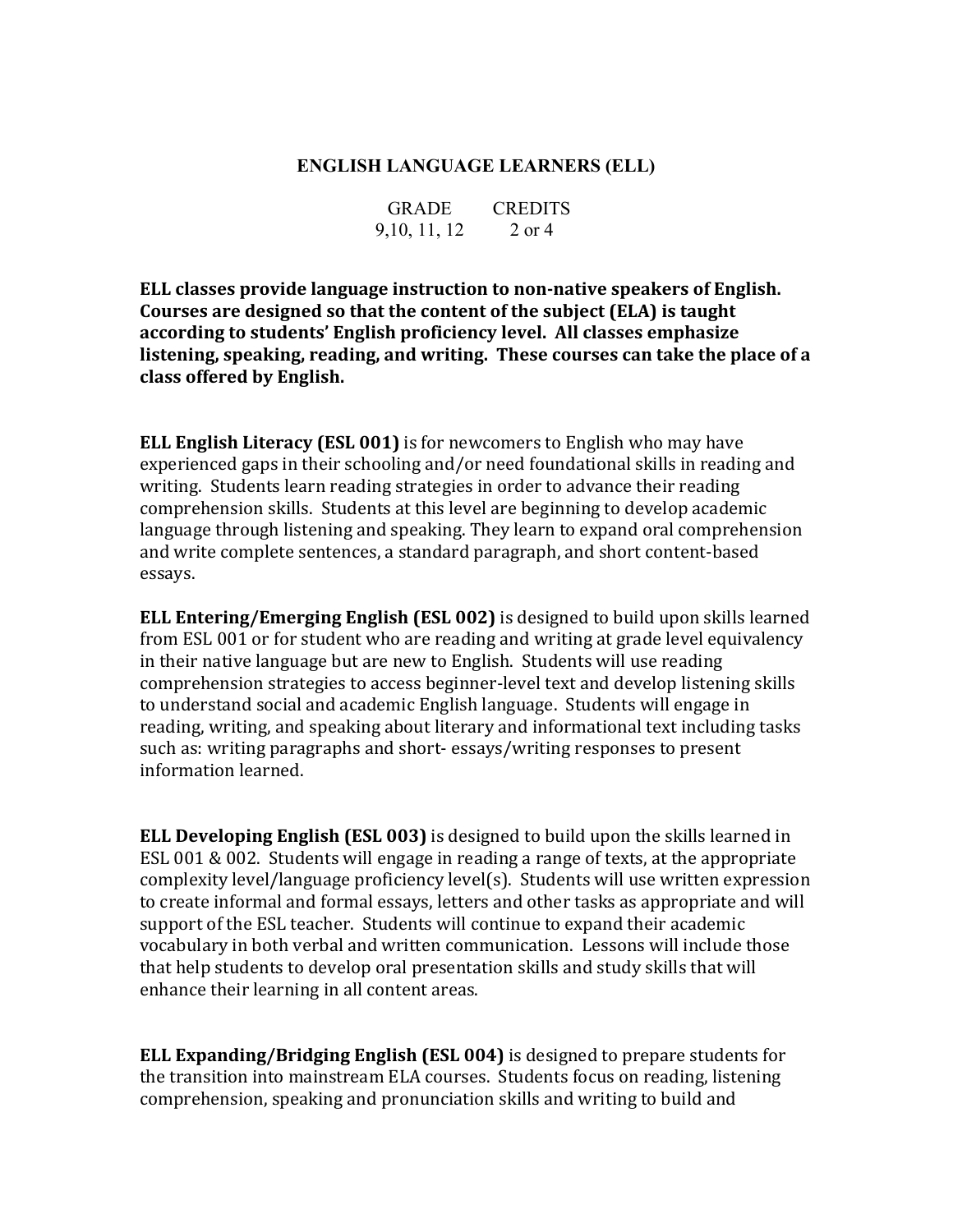## ENGLISH LANGUAGE LEARNERS (ELL)

| GRADE | CREDITS |
|---|---|
| 9,10, 11, 12 | 2 or 4 |

**ELL classes provide language instruction to non-native speakers of English. Courses are designed so that the content of the subject (ELA) is taught according to students' English proficiency level. All classes emphasize listening, speaking, reading, and writing. These courses can take the place of a class offered by English.**

**ELL English Literacy (ESL 001)** is for newcomers to English who may have experienced gaps in their schooling and/or need foundational skills in reading and writing. Students learn reading strategies in order to advance their reading comprehension skills. Students at this level are beginning to develop academic language through listening and speaking. They learn to expand oral comprehension and write complete sentences, a standard paragraph, and short content-based essays.

**ELL Entering/Emerging English (ESL 002)** is designed to build upon skills learned from ESL 001 or for student who are reading and writing at grade level equivalency in their native language but are new to English. Students will use reading comprehension strategies to access beginner-level text and develop listening skills to understand social and academic English language. Students will engage in reading, writing, and speaking about literary and informational text including tasks such as: writing paragraphs and short- essays/writing responses to present information learned.

**ELL Developing English (ESL 003)** is designed to build upon the skills learned in ESL 001 & 002. Students will engage in reading a range of texts, at the appropriate complexity level/language proficiency level(s). Students will use written expression to create informal and formal essays, letters and other tasks as appropriate and will support of the ESL teacher. Students will continue to expand their academic vocabulary in both verbal and written communication. Lessons will include those that help students to develop oral presentation skills and study skills that will enhance their learning in all content areas.

**ELL Expanding/Bridging English (ESL 004)** is designed to prepare students for the transition into mainstream ELA courses. Students focus on reading, listening comprehension, speaking and pronunciation skills and writing to build and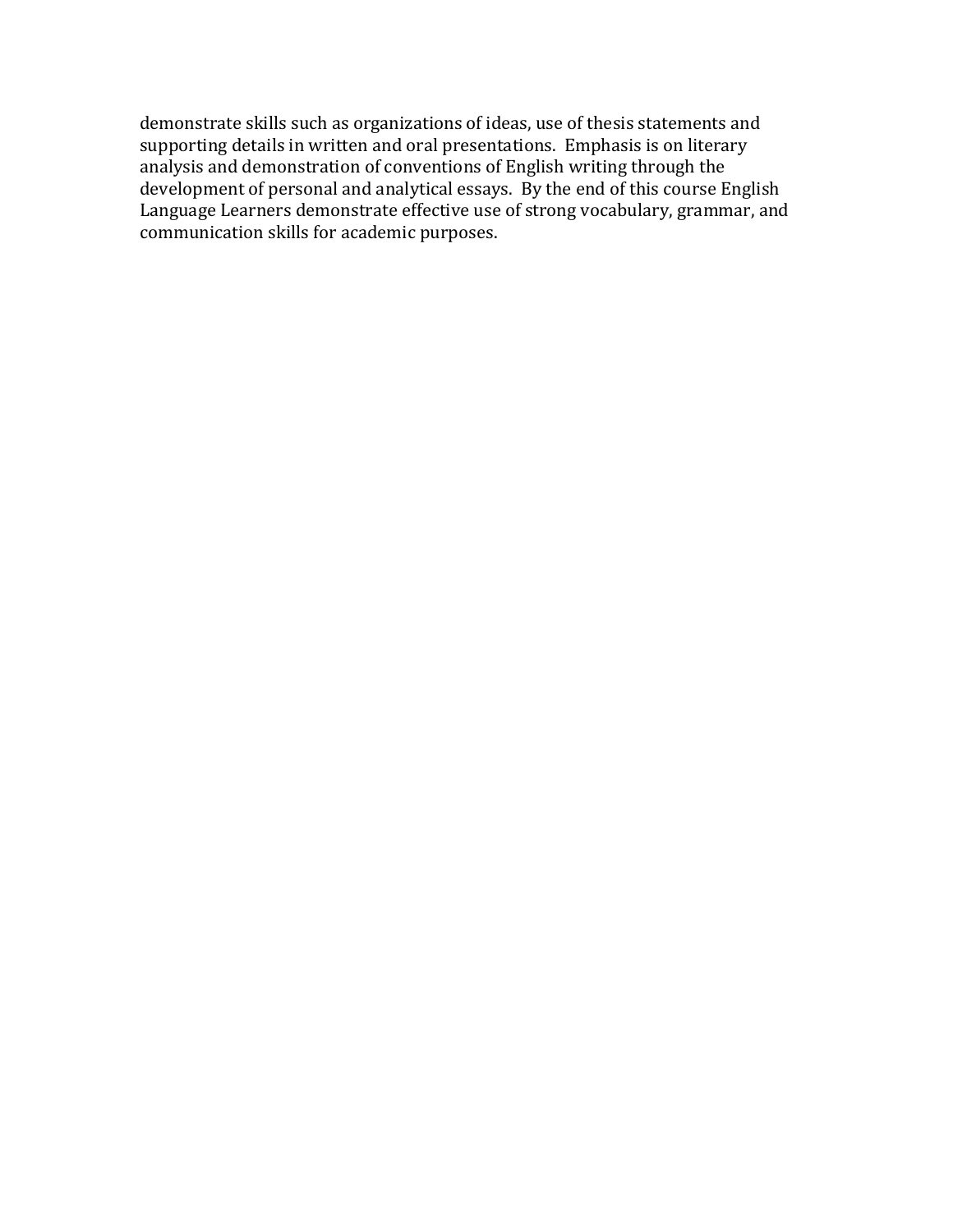demonstrate skills such as organizations of ideas, use of thesis statements and supporting details in written and oral presentations. Emphasis is on literary analysis and demonstration of conventions of English writing through the development of personal and analytical essays. By the end of this course English Language Learners demonstrate effective use of strong vocabulary, grammar, and communication skills for academic purposes.